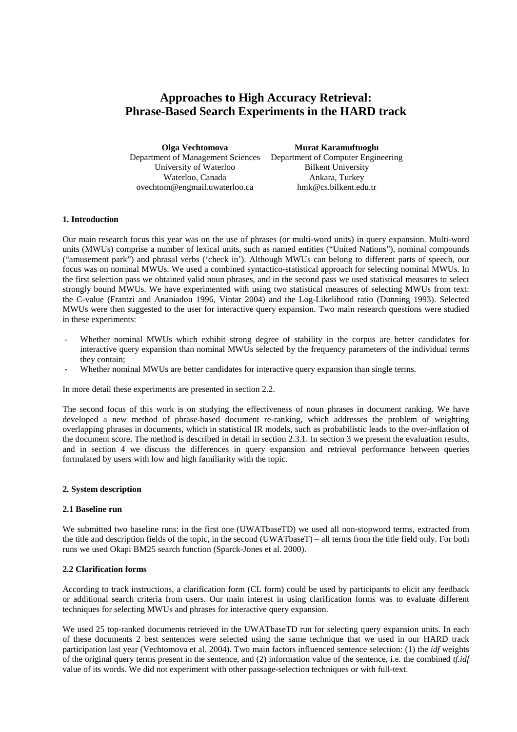# Approaches to High Accuracy Retrieval: Phrase-Based Search Experiments in the HARD track

**Olga Vechtomova**
Department of Management Sciences
University of Waterloo
Waterloo, Canada
ovechtom@engmail.uwaterloo.ca

**Murat Karamuftuoglu**
Department of Computer Engineering
Bilkent University
Ankara, Turkey
hmk@cs.bilkent.edu.tr

## 1. Introduction

Our main research focus this year was on the use of phrases (or multi-word units) in query expansion. Multi-word units (MWUs) comprise a number of lexical units, such as named entities ("United Nations"), nominal compounds ("amusement park") and phrasal verbs ('check in'). Although MWUs can belong to different parts of speech, our focus was on nominal MWUs. We used a combined syntactico-statistical approach for selecting nominal MWUs. In the first selection pass we obtained valid noun phrases, and in the second pass we used statistical measures to select strongly bound MWUs. We have experimented with using two statistical measures of selecting MWUs from text: the C-value (Frantzi and Ananiadou 1996, Vintar 2004) and the Log-Likelihood ratio (Dunning 1993). Selected MWUs were then suggested to the user for interactive query expansion. Two main research questions were studied in these experiments:

- Whether nominal MWUs which exhibit strong degree of stability in the corpus are better candidates for interactive query expansion than nominal MWUs selected by the frequency parameters of the individual terms they contain;
- Whether nominal MWUs are better candidates for interactive query expansion than single terms.

In more detail these experiments are presented in section 2.2.

The second focus of this work is on studying the effectiveness of noun phrases in document ranking. We have developed a new method of phrase-based document re-ranking, which addresses the problem of weighting overlapping phrases in documents, which in statistical IR models, such as probabilistic leads to the over-inflation of the document score. The method is described in detail in section 2.3.1. In section 3 we present the evaluation results, and in section 4 we discuss the differences in query expansion and retrieval performance between queries formulated by users with low and high familiarity with the topic.

## 2. System description

### 2.1 Baseline run

We submitted two baseline runs: in the first one (UWATbaseTD) we used all non-stopword terms, extracted from the title and description fields of the topic, in the second (UWATbaseT) – all terms from the title field only. For both runs we used Okapi BM25 search function (Sparck-Jones et al. 2000).

### 2.2 Clarification forms

According to track instructions, a clarification form (CL form) could be used by participants to elicit any feedback or additional search criteria from users. Our main interest in using clarification forms was to evaluate different techniques for selecting MWUs and phrases for interactive query expansion.

We used 25 top-ranked documents retrieved in the UWATbaseTD run for selecting query expansion units. In each of these documents 2 best sentences were selected using the same technique that we used in our HARD track participation last year (Vechtomova et al. 2004). Two main factors influenced sentence selection: (1) the *idf* weights of the original query terms present in the sentence, and (2) information value of the sentence, i.e. the combined *tf.idf* value of its words. We did not experiment with other passage-selection techniques or with full-text.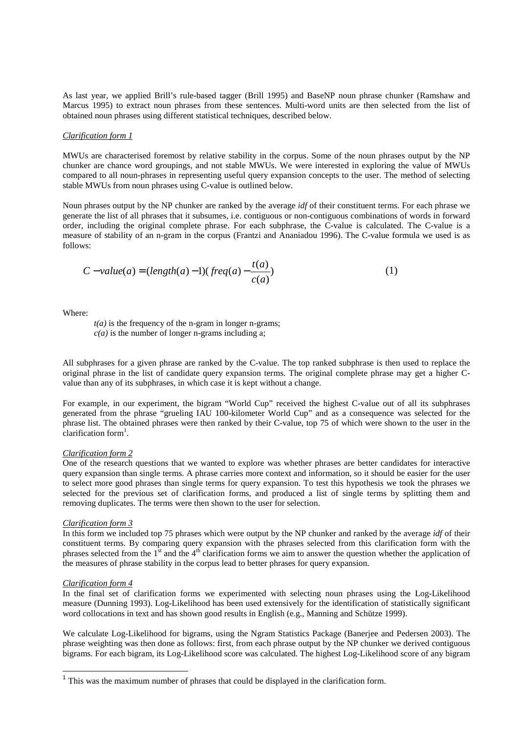As last year, we applied Brill's rule-based tagger (Brill 1995) and BaseNP noun phrase chunker (Ramshaw and Marcus 1995) to extract noun phrases from these sentences. Multi-word units are then selected from the list of obtained noun phrases using different statistical techniques, described below.

*Clarification form 1*

MWUs are characterised foremost by relative stability in the corpus. Some of the noun phrases output by the NP chunker are chance word groupings, and not stable MWUs. We were interested in exploring the value of MWUs compared to all noun-phrases in representing useful query expansion concepts to the user. The method of selecting stable MWUs from noun phrases using C-value is outlined below.

Noun phrases output by the NP chunker are ranked by the average *idf* of their constituent terms. For each phrase we generate the list of all phrases that it subsumes, i.e. contiguous or non-contiguous combinations of words in forward order, including the original complete phrase. For each subphrase, the C-value is calculated. The C-value is a measure of stability of an n-gram in the corpus (Frantzi and Ananiadou 1996). The C-value formula we used is as follows:

$$C-value(a) = (length(a)-1)(freq(a) - \frac{t(a)}{c(a)}) \tag{1}$$

Where:

*t(a)* is the frequency of the n-gram in longer n-grams;
*c(a)* is the number of longer n-grams including a;

All subphrases for a given phrase are ranked by the C-value. The top ranked subphrase is then used to replace the original phrase in the list of candidate query expansion terms. The original complete phrase may get a higher C-value than any of its subphrases, in which case it is kept without a change.

For example, in our experiment, the bigram "World Cup" received the highest C-value out of all its subphrases generated from the phrase "grueling IAU 100-kilometer World Cup" and as a consequence was selected for the phrase list. The obtained phrases were then ranked by their C-value, top 75 of which were shown to the user in the clarification form[1].

*Clarification form 2*

One of the research questions that we wanted to explore was whether phrases are better candidates for interactive query expansion than single terms. A phrase carries more context and information, so it should be easier for the user to select more good phrases than single terms for query expansion. To test this hypothesis we took the phrases we selected for the previous set of clarification forms, and produced a list of single terms by splitting them and removing duplicates. The terms were then shown to the user for selection.

*Clarification form 3*

In this form we included top 75 phrases which were output by the NP chunker and ranked by the average *idf* of their constituent terms. By comparing query expansion with the phrases selected from this clarification form with the phrases selected from the 1st and the 4th clarification forms we aim to answer the question whether the application of the measures of phrase stability in the corpus lead to better phrases for query expansion.

*Clarification form 4*

In the final set of clarification forms we experimented with selecting noun phrases using the Log-Likelihood measure (Dunning 1993). Log-Likelihood has been used extensively for the identification of statistically significant word collocations in text and has shown good results in English (e.g., Manning and Schütze 1999).

We calculate Log-Likelihood for bigrams, using the Ngram Statistics Package (Banerjee and Pedersen 2003). The phrase weighting was then done as follows: first, from each phrase output by the NP chunker we derived contiguous bigrams. For each bigram, its Log-Likelihood score was calculated. The highest Log-Likelihood score of any bigram

[1] This was the maximum number of phrases that could be displayed in the clarification form.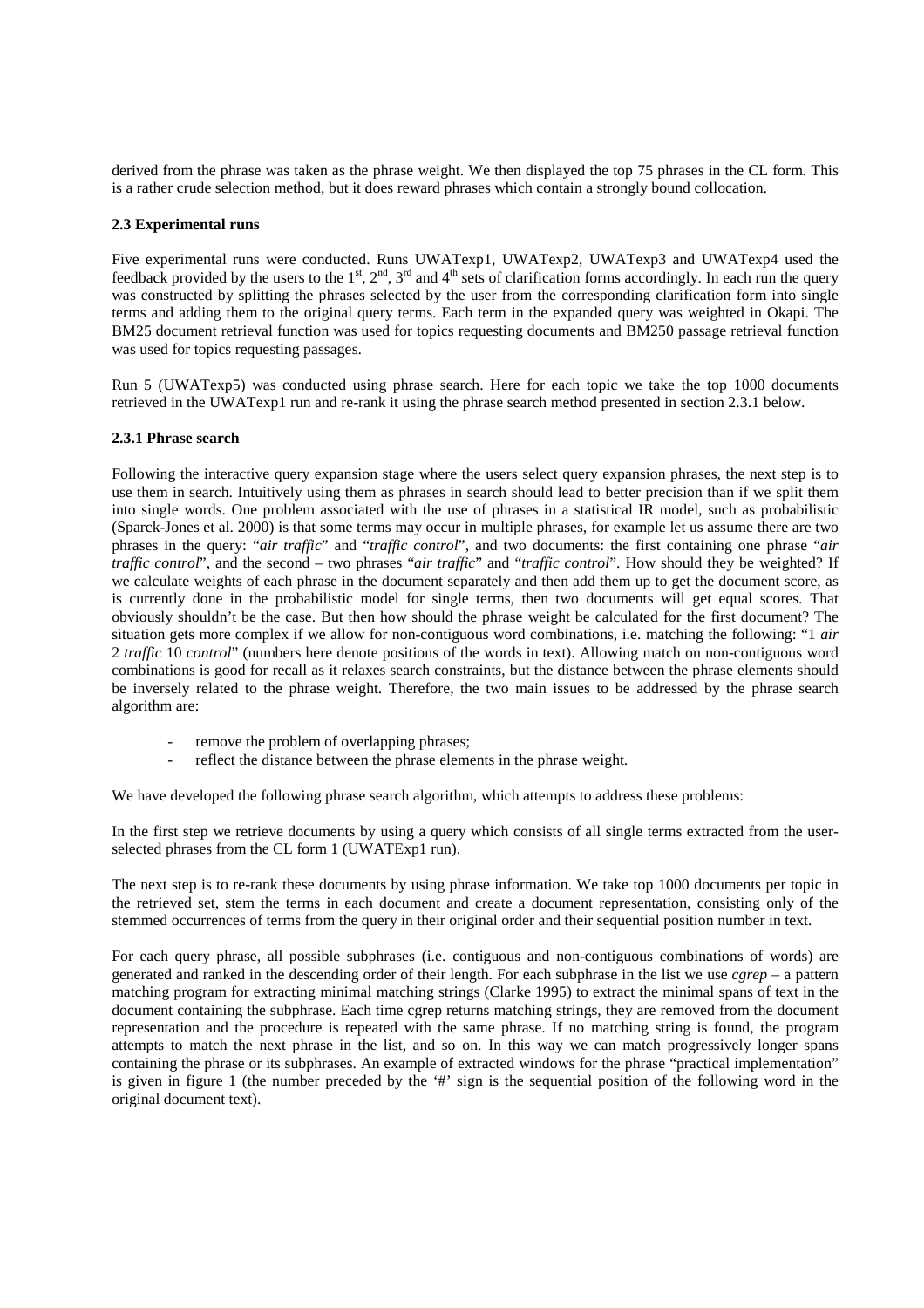derived from the phrase was taken as the phrase weight. We then displayed the top 75 phrases in the CL form. This is a rather crude selection method, but it does reward phrases which contain a strongly bound collocation.

### 2.3 Experimental runs

Five experimental runs were conducted. Runs UWATexp1, UWATexp2, UWATexp3 and UWATexp4 used the feedback provided by the users to the 1st, 2nd, 3rd and 4th sets of clarification forms accordingly. In each run the query was constructed by splitting the phrases selected by the user from the corresponding clarification form into single terms and adding them to the original query terms. Each term in the expanded query was weighted in Okapi. The BM25 document retrieval function was used for topics requesting documents and BM250 passage retrieval function was used for topics requesting passages.

Run 5 (UWATexp5) was conducted using phrase search. Here for each topic we take the top 1000 documents retrieved in the UWATexp1 run and re-rank it using the phrase search method presented in section 2.3.1 below.

#### 2.3.1 Phrase search

Following the interactive query expansion stage where the users select query expansion phrases, the next step is to use them in search. Intuitively using them as phrases in search should lead to better precision than if we split them into single words. One problem associated with the use of phrases in a statistical IR model, such as probabilistic (Sparck-Jones et al. 2000) is that some terms may occur in multiple phrases, for example let us assume there are two phrases in the query: "*air traffic*" and "*traffic control*", and two documents: the first containing one phrase "*air traffic control*", and the second – two phrases "*air traffic*" and "*traffic control*". How should they be weighted? If we calculate weights of each phrase in the document separately and then add them up to get the document score, as is currently done in the probabilistic model for single terms, then two documents will get equal scores. That obviously shouldn't be the case. But then how should the phrase weight be calculated for the first document? The situation gets more complex if we allow for non-contiguous word combinations, i.e. matching the following: "1 *air* 2 *traffic* 10 *control*" (numbers here denote positions of the words in text). Allowing match on non-contiguous word combinations is good for recall as it relaxes search constraints, but the distance between the phrase elements should be inversely related to the phrase weight. Therefore, the two main issues to be addressed by the phrase search algorithm are:

- remove the problem of overlapping phrases;
- reflect the distance between the phrase elements in the phrase weight.

We have developed the following phrase search algorithm, which attempts to address these problems:

In the first step we retrieve documents by using a query which consists of all single terms extracted from the user-selected phrases from the CL form 1 (UWATExp1 run).

The next step is to re-rank these documents by using phrase information. We take top 1000 documents per topic in the retrieved set, stem the terms in each document and create a document representation, consisting only of the stemmed occurrences of terms from the query in their original order and their sequential position number in text.

For each query phrase, all possible subphrases (i.e. contiguous and non-contiguous combinations of words) are generated and ranked in the descending order of their length. For each subphrase in the list we use *cgrep* – a pattern matching program for extracting minimal matching strings (Clarke 1995) to extract the minimal spans of text in the document containing the subphrase. Each time cgrep returns matching strings, they are removed from the document representation and the procedure is repeated with the same phrase. If no matching string is found, the program attempts to match the next phrase in the list, and so on. In this way we can match progressively longer spans containing the phrase or its subphrases. An example of extracted windows for the phrase "practical implementation" is given in figure 1 (the number preceded by the '#' sign is the sequential position of the following word in the original document text).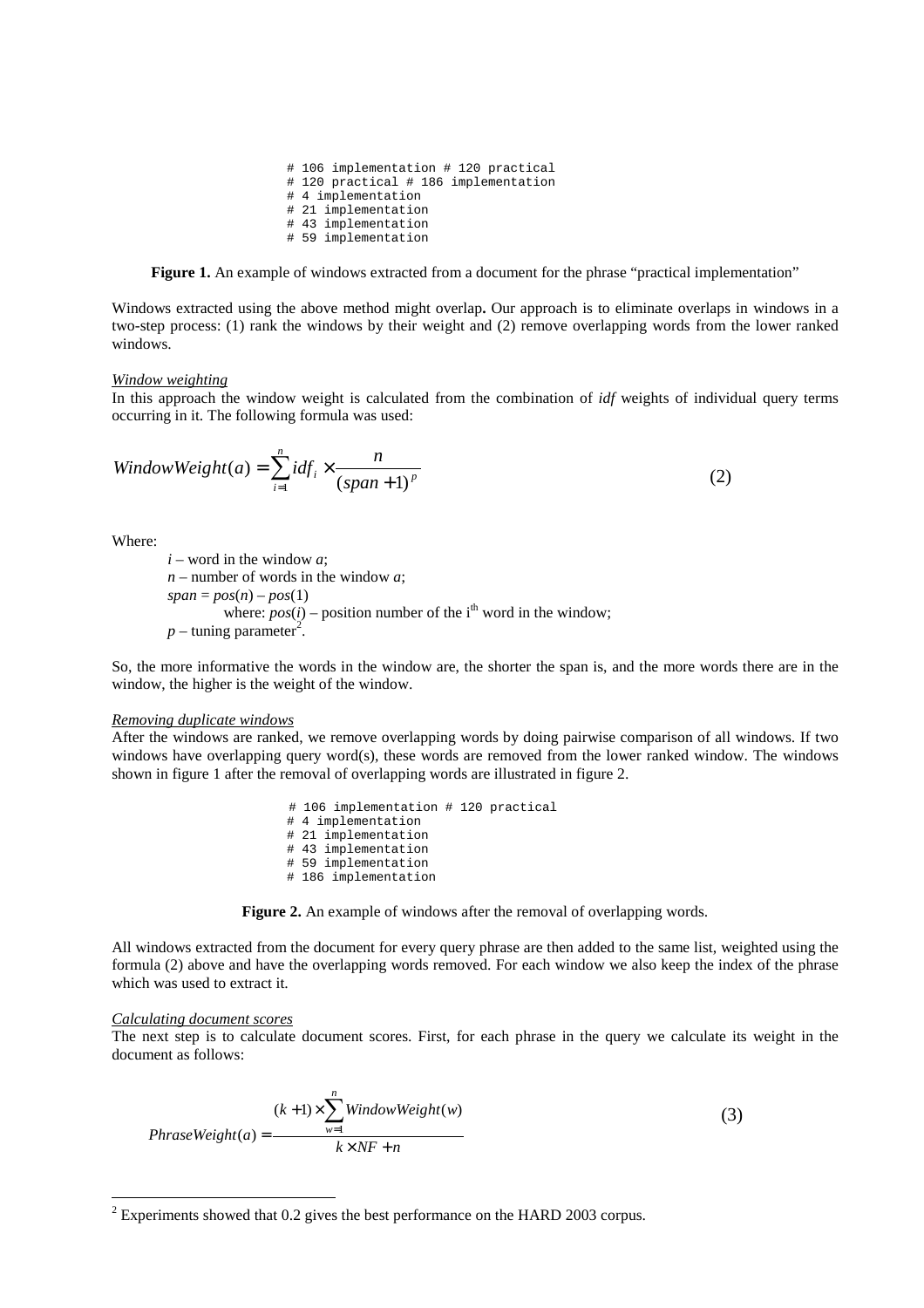```
# 106 implementation # 120 practical
# 120 practical # 186 implementation
# 4 implementation
# 21 implementation
# 43 implementation
# 59 implementation
```

**Figure 1.** An example of windows extracted from a document for the phrase "practical implementation"

Windows extracted using the above method might overlap**.** Our approach is to eliminate overlaps in windows in a two-step process: (1) rank the windows by their weight and (2) remove overlapping words from the lower ranked windows.

*Window weighting*

In this approach the window weight is calculated from the combination of *idf* weights of individual query terms occurring in it. The following formula was used:

$$WindowWeight(a) = \sum_{i=1}^{n} idf_i \times \frac{n}{(span+1)^p} \tag{2}$$

Where:

- $i$ – word in the window $a$;
- $n$ – number of words in the window $a$;
- $span = pos(n) - pos(1)$
  - where: $pos(i)$ – position number of the i[th] word in the window;
- $p$ – tuning parameter[2].

So, the more informative the words in the window are, the shorter the span is, and the more words there are in the window, the higher is the weight of the window.

*Removing duplicate windows*

After the windows are ranked, we remove overlapping words by doing pairwise comparison of all windows. If two windows have overlapping query word(s), these words are removed from the lower ranked window. The windows shown in figure 1 after the removal of overlapping words are illustrated in figure 2.

```
# 106 implementation # 120 practical
# 4 implementation
# 21 implementation
# 43 implementation
# 59 implementation
# 186 implementation
```

**Figure 2.** An example of windows after the removal of overlapping words.

All windows extracted from the document for every query phrase are then added to the same list, weighted using the formula (2) above and have the overlapping words removed. For each window we also keep the index of the phrase which was used to extract it.

*Calculating document scores*

The next step is to calculate document scores. First, for each phrase in the query we calculate its weight in the document as follows:

$$PhraseWeight(a) = \frac{(k+1) \times \sum_{w=1}^{n} WindowWeight(w)}{k \times NF + n} \tag{3}$$

[2] Experiments showed that 0.2 gives the best performance on the HARD 2003 corpus.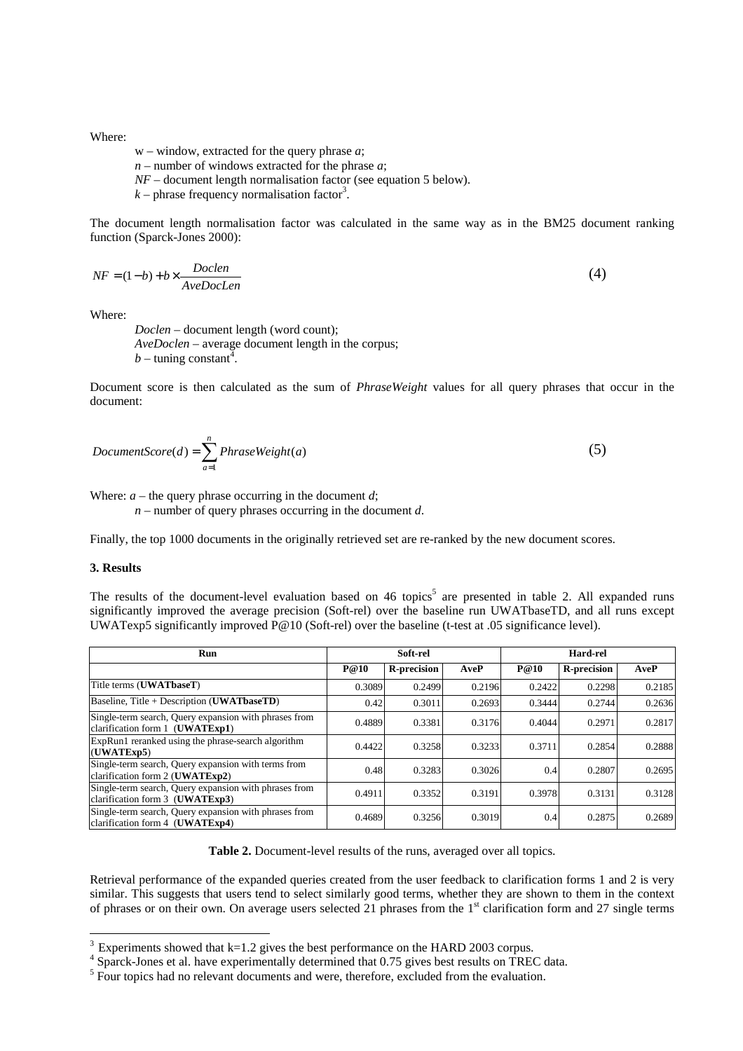Where:

w – window, extracted for the query phrase *a*;
*n* – number of windows extracted for the phrase *a*;
*NF* – document length normalisation factor (see equation 5 below).
*k* – phrase frequency normalisation factor[3].

The document length normalisation factor was calculated in the same way as in the BM25 document ranking function (Sparck-Jones 2000):

$$NF = (1-b) + b \times \frac{Doclen}{AveDocLen} \tag{4}$$

Where:

*Doclen* – document length (word count);
*AveDoclen* – average document length in the corpus;
*b* – tuning constant[4].

Document score is then calculated as the sum of *PhraseWeight* values for all query phrases that occur in the document:

$$DocumentScore(d) = \sum_{a=1}^{n} PhraseWeight(a) \tag{5}$$

Where: *a* – the query phrase occurring in the document *d*;
*n* – number of query phrases occurring in the document *d*.

Finally, the top 1000 documents in the originally retrieved set are re-ranked by the new document scores.

### 3. Results

The results of the document-level evaluation based on 46 topics[5] are presented in table 2. All expanded runs significantly improved the average precision (Soft-rel) over the baseline run UWATbaseTD, and all runs except UWATexp5 significantly improved P@10 (Soft-rel) over the baseline (t-test at .05 significance level).

| Run | Soft-rel | | | Hard-rel | | |
|---|---|---|---|---|---|---|
| | **P@10** | **R-precision** | **AveP** | **P@10** | **R-precision** | **AveP** |
| Title terms (**UWATbaseT**) | 0.3089 | 0.2499 | 0.2196 | 0.2422 | 0.2298 | 0.2185 |
| Baseline, Title + Description (**UWATbaseTD**) | 0.42 | 0.3011 | 0.2693 | 0.3444 | 0.2744 | 0.2636 |
| Single-term search, Query expansion with phrases from clarification form 1 (**UWATExp1**) | 0.4889 | 0.3381 | 0.3176 | 0.4044 | 0.2971 | 0.2817 |
| ExpRun1 reranked using the phrase-search algorithm (**UWATExp5**) | 0.4422 | 0.3258 | 0.3233 | 0.3711 | 0.2854 | 0.2888 |
| Single-term search, Query expansion with terms from clarification form 2 (**UWATExp2**) | 0.48 | 0.3283 | 0.3026 | 0.4 | 0.2807 | 0.2695 |
| Single-term search, Query expansion with phrases from clarification form 3 (**UWATExp3**) | 0.4911 | 0.3352 | 0.3191 | 0.3978 | 0.3131 | 0.3128 |
| Single-term search, Query expansion with phrases from clarification form 4 (**UWATExp4**) | 0.4689 | 0.3256 | 0.3019 | 0.4 | 0.2875 | 0.2689 |

**Table 2.** Document-level results of the runs, averaged over all topics.

Retrieval performance of the expanded queries created from the user feedback to clarification forms 1 and 2 is very similar. This suggests that users tend to select similarly good terms, whether they are shown to them in the context of phrases or on their own. On average users selected 21 phrases from the 1st clarification form and 27 single terms

---

[3] Experiments showed that k=1.2 gives the best performance on the HARD 2003 corpus.

[4] Sparck-Jones et al. have experimentally determined that 0.75 gives best results on TREC data.

[5] Four topics had no relevant documents and were, therefore, excluded from the evaluation.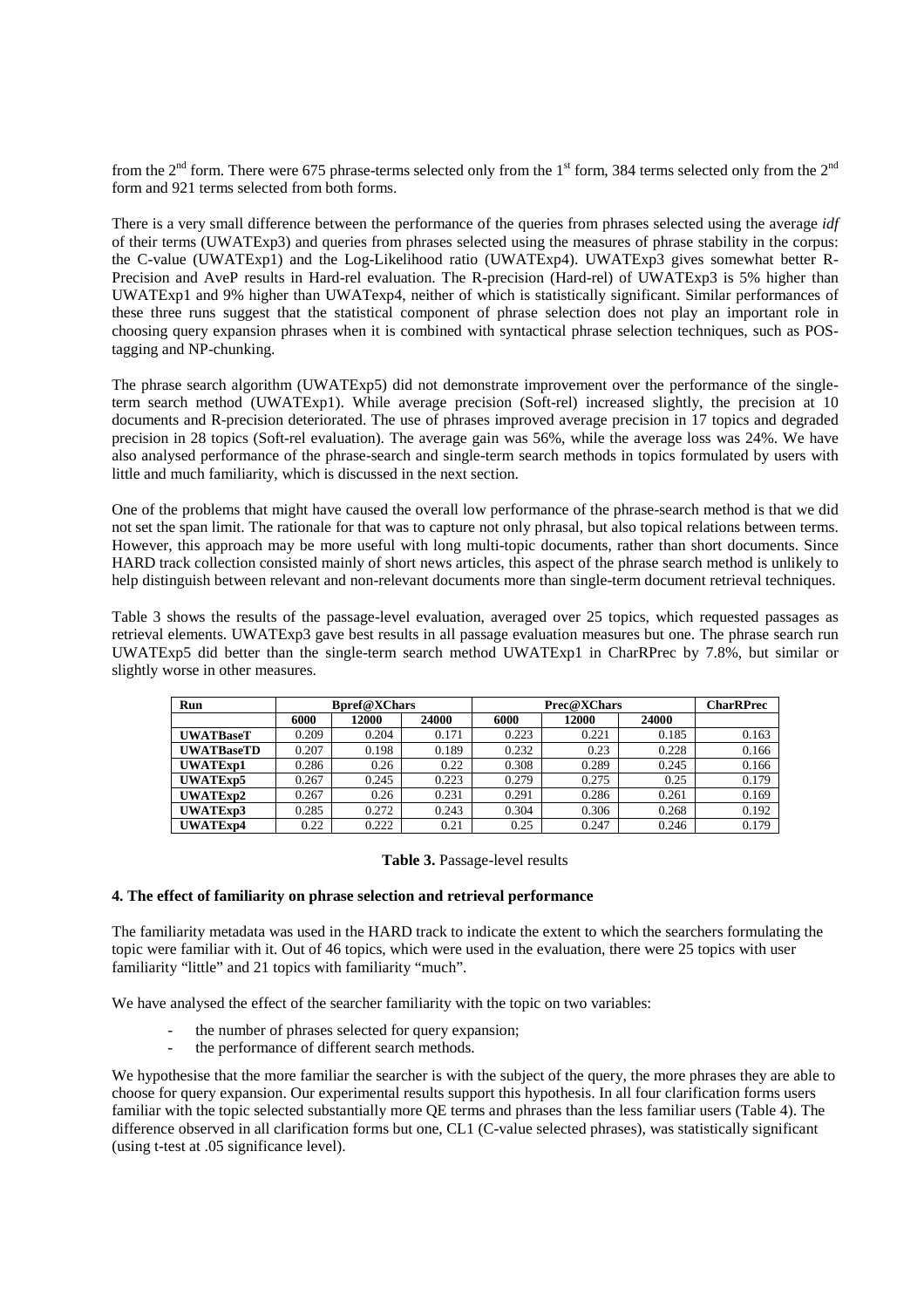from the 2nd form. There were 675 phrase-terms selected only from the 1st form, 384 terms selected only from the 2nd form and 921 terms selected from both forms.

There is a very small difference between the performance of the queries from phrases selected using the average *idf* of their terms (UWATExp3) and queries from phrases selected using the measures of phrase stability in the corpus: the C-value (UWATExp1) and the Log-Likelihood ratio (UWATExp4). UWATExp3 gives somewhat better R-Precision and AveP results in Hard-rel evaluation. The R-precision (Hard-rel) of UWATExp3 is 5% higher than UWATExp1 and 9% higher than UWATexp4, neither of which is statistically significant. Similar performances of these three runs suggest that the statistical component of phrase selection does not play an important role in choosing query expansion phrases when it is combined with syntactical phrase selection techniques, such as POS-tagging and NP-chunking.

The phrase search algorithm (UWATExp5) did not demonstrate improvement over the performance of the single-term search method (UWATExp1). While average precision (Soft-rel) increased slightly, the precision at 10 documents and R-precision deteriorated. The use of phrases improved average precision in 17 topics and degraded precision in 28 topics (Soft-rel evaluation). The average gain was 56%, while the average loss was 24%. We have also analysed performance of the phrase-search and single-term search methods in topics formulated by users with little and much familiarity, which is discussed in the next section.

One of the problems that might have caused the overall low performance of the phrase-search method is that we did not set the span limit. The rationale for that was to capture not only phrasal, but also topical relations between terms. However, this approach may be more useful with long multi-topic documents, rather than short documents. Since HARD track collection consisted mainly of short news articles, this aspect of the phrase search method is unlikely to help distinguish between relevant and non-relevant documents more than single-term document retrieval techniques.

Table 3 shows the results of the passage-level evaluation, averaged over 25 topics, which requested passages as retrieval elements. UWATExp3 gave best results in all passage evaluation measures but one. The phrase search run UWATExp5 did better than the single-term search method UWATExp1 in CharRPrec by 7.8%, but similar or slightly worse in other measures.

| Run | Bpref@XChars | | | Prec@XChars | | | CharRPrec |
|---|---|---|---|---|---|---|---|
| | 6000 | 12000 | 24000 | 6000 | 12000 | 24000 | |
| **UWATBaseT** | 0.209 | 0.204 | 0.171 | 0.223 | 0.221 | 0.185 | 0.163 |
| **UWATBaseTD** | 0.207 | 0.198 | 0.189 | 0.232 | 0.23 | 0.228 | 0.166 |
| **UWATExp1** | 0.286 | 0.26 | 0.22 | 0.308 | 0.289 | 0.245 | 0.166 |
| **UWATExp5** | 0.267 | 0.245 | 0.223 | 0.279 | 0.275 | 0.25 | 0.179 |
| **UWATExp2** | 0.267 | 0.26 | 0.231 | 0.291 | 0.286 | 0.261 | 0.169 |
| **UWATExp3** | 0.285 | 0.272 | 0.243 | 0.304 | 0.306 | 0.268 | 0.192 |
| **UWATExp4** | 0.22 | 0.222 | 0.21 | 0.25 | 0.247 | 0.246 | 0.179 |

**Table 3.** Passage-level results

### 4. The effect of familiarity on phrase selection and retrieval performance

The familiarity metadata was used in the HARD track to indicate the extent to which the searchers formulating the topic were familiar with it. Out of 46 topics, which were used in the evaluation, there were 25 topics with user familiarity "little" and 21 topics with familiarity "much".

We have analysed the effect of the searcher familiarity with the topic on two variables:

- the number of phrases selected for query expansion;
- the performance of different search methods.

We hypothesise that the more familiar the searcher is with the subject of the query, the more phrases they are able to choose for query expansion. Our experimental results support this hypothesis. In all four clarification forms users familiar with the topic selected substantially more QE terms and phrases than the less familiar users (Table 4). The difference observed in all clarification forms but one, CL1 (C-value selected phrases), was statistically significant (using t-test at .05 significance level).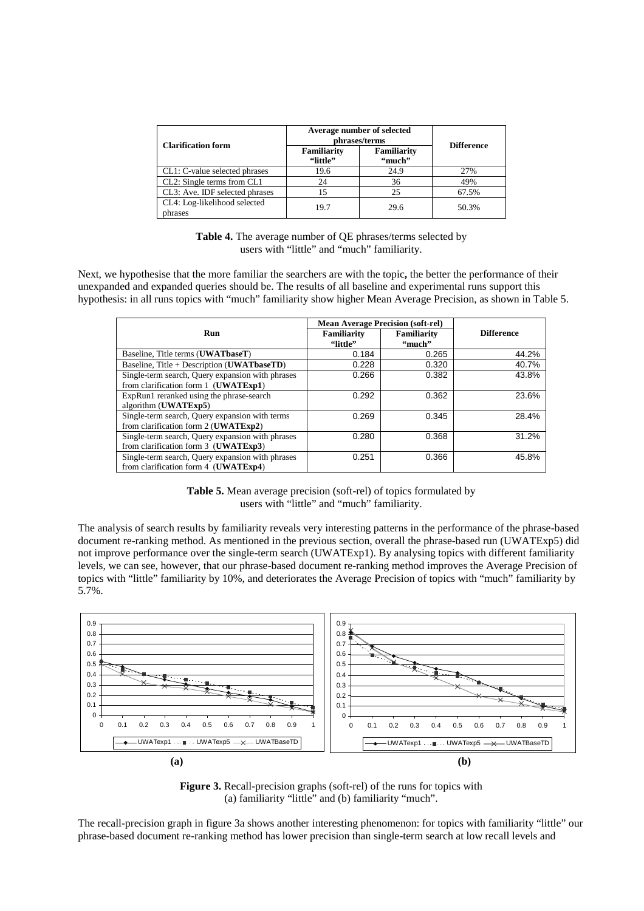| Clarification form | Average number of selected phrases/terms | | Difference |
|---|---|---|---|
| | Familiarity "little" | Familiarity "much" | |
| CL1: C-value selected phrases | 19.6 | 24.9 | 27% |
| CL2: Single terms from CL1 | 24 | 36 | 49% |
| CL3: Ave. IDF selected phrases | 15 | 25 | 67.5% |
| CL4: Log-likelihood selected phrases | 19.7 | 29.6 | 50.3% |

**Table 4.** The average number of QE phrases/terms selected by users with "little" and "much" familiarity.

Next, we hypothesise that the more familiar the searchers are with the topic**,** the better the performance of their unexpanded and expanded queries should be. The results of all baseline and experimental runs support this hypothesis: in all runs topics with "much" familiarity show higher Mean Average Precision, as shown in Table 5.

| Run | Mean Average Precision (soft-rel) | | Difference |
|---|---|---|---|
| | Familiarity "little" | Familiarity "much" | |
| Baseline, Title terms (**UWATbaseT**) | 0.184 | 0.265 | 44.2% |
| Baseline, Title + Description (**UWATbaseTD**) | 0.228 | 0.320 | 40.7% |
| Single-term search, Query expansion with phrases from clarification form 1 (**UWATExp1**) | 0.266 | 0.382 | 43.8% |
| ExpRun1 reranked using the phrase-search algorithm (**UWATExp5**) | 0.292 | 0.362 | 23.6% |
| Single-term search, Query expansion with terms from clarification form 2 (**UWATExp2**) | 0.269 | 0.345 | 28.4% |
| Single-term search, Query expansion with phrases from clarification form 3 (**UWATExp3**) | 0.280 | 0.368 | 31.2% |
| Single-term search, Query expansion with phrases from clarification form 4 (**UWATExp4**) | 0.251 | 0.366 | 45.8% |

**Table 5.** Mean average precision (soft-rel) of topics formulated by users with "little" and "much" familiarity.

The analysis of search results by familiarity reveals very interesting patterns in the performance of the phrase-based document re-ranking method. As mentioned in the previous section, overall the phrase-based run (UWATExp5) did not improve performance over the single-term search (UWATExp1). By analysing topics with different familiarity levels, we can see, however, that our phrase-based document re-ranking method improves the Average Precision of topics with "little" familiarity by 10%, and deteriorates the Average Precision of topics with "much" familiarity by 5.7%.

**Figure 3.** Recall-precision graphs (soft-rel) of the runs for topics with (a) familiarity "little" and (b) familiarity "much".

The recall-precision graph in figure 3a shows another interesting phenomenon: for topics with familiarity "little" our phrase-based document re-ranking method has lower precision than single-term search at low recall levels and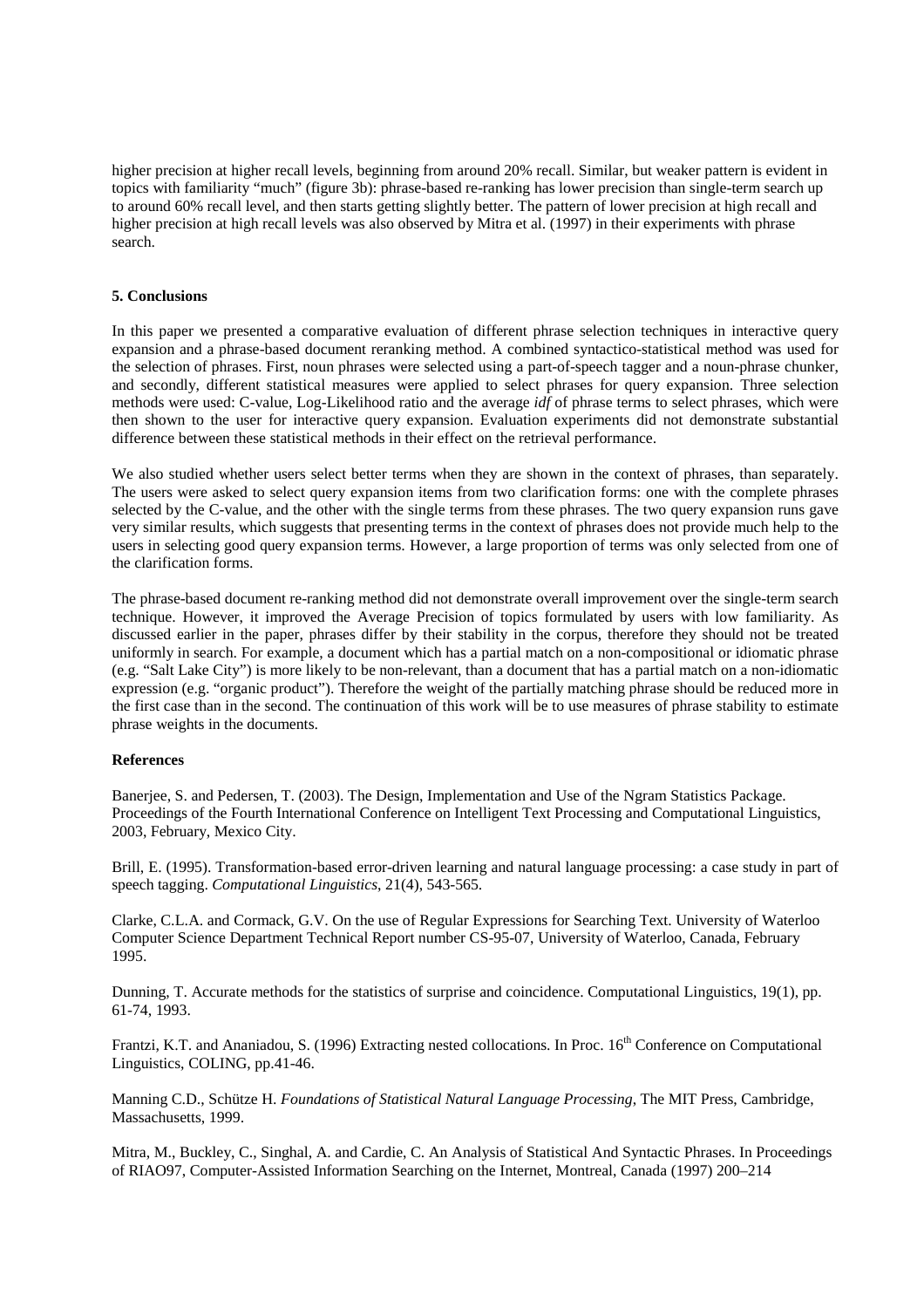higher precision at higher recall levels, beginning from around 20% recall. Similar, but weaker pattern is evident in topics with familiarity "much" (figure 3b): phrase-based re-ranking has lower precision than single-term search up to around 60% recall level, and then starts getting slightly better. The pattern of lower precision at high recall and higher precision at high recall levels was also observed by Mitra et al. (1997) in their experiments with phrase search.

**5. Conclusions**

In this paper we presented a comparative evaluation of different phrase selection techniques in interactive query expansion and a phrase-based document reranking method. A combined syntactico-statistical method was used for the selection of phrases. First, noun phrases were selected using a part-of-speech tagger and a noun-phrase chunker, and secondly, different statistical measures were applied to select phrases for query expansion. Three selection methods were used: C-value, Log-Likelihood ratio and the average *idf* of phrase terms to select phrases, which were then shown to the user for interactive query expansion. Evaluation experiments did not demonstrate substantial difference between these statistical methods in their effect on the retrieval performance.

We also studied whether users select better terms when they are shown in the context of phrases, than separately. The users were asked to select query expansion items from two clarification forms: one with the complete phrases selected by the C-value, and the other with the single terms from these phrases. The two query expansion runs gave very similar results, which suggests that presenting terms in the context of phrases does not provide much help to the users in selecting good query expansion terms. However, a large proportion of terms was only selected from one of the clarification forms.

The phrase-based document re-ranking method did not demonstrate overall improvement over the single-term search technique. However, it improved the Average Precision of topics formulated by users with low familiarity. As discussed earlier in the paper, phrases differ by their stability in the corpus, therefore they should not be treated uniformly in search. For example, a document which has a partial match on a non-compositional or idiomatic phrase (e.g. "Salt Lake City") is more likely to be non-relevant, than a document that has a partial match on a non-idiomatic expression (e.g. "organic product"). Therefore the weight of the partially matching phrase should be reduced more in the first case than in the second. The continuation of this work will be to use measures of phrase stability to estimate phrase weights in the documents.

**References**

Banerjee, S. and Pedersen, T. (2003). The Design, Implementation and Use of the Ngram Statistics Package. Proceedings of the Fourth International Conference on Intelligent Text Processing and Computational Linguistics, 2003, February, Mexico City.

Brill, E. (1995). Transformation-based error-driven learning and natural language processing: a case study in part of speech tagging. *Computational Linguistics*, 21(4), 543-565.

Clarke, C.L.A. and Cormack, G.V. On the use of Regular Expressions for Searching Text. University of Waterloo Computer Science Department Technical Report number CS-95-07, University of Waterloo, Canada, February 1995.

Dunning, T. Accurate methods for the statistics of surprise and coincidence. Computational Linguistics, 19(1), pp. 61-74, 1993.

Frantzi, K.T. and Ananiadou, S. (1996) Extracting nested collocations. In Proc. 16th Conference on Computational Linguistics, COLING, pp.41-46.

Manning C.D., Schütze H. *Foundations of Statistical Natural Language Processing*, The MIT Press, Cambridge, Massachusetts, 1999.

Mitra, M., Buckley, C., Singhal, A. and Cardie, C. An Analysis of Statistical And Syntactic Phrases. In Proceedings of RIAO97, Computer-Assisted Information Searching on the Internet, Montreal, Canada (1997) 200–214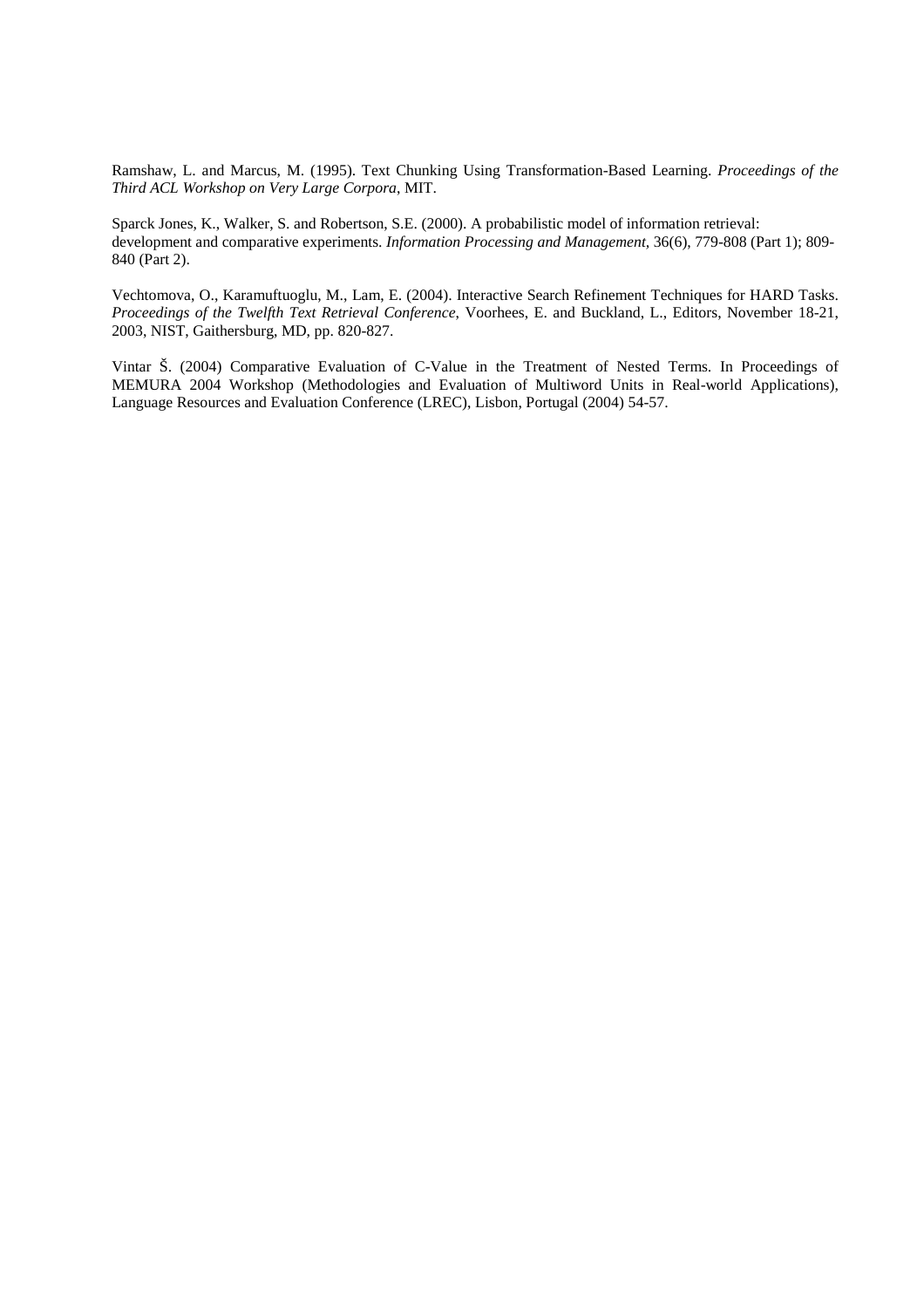Ramshaw, L. and Marcus, M. (1995). Text Chunking Using Transformation-Based Learning. *Proceedings of the Third ACL Workshop on Very Large Corpora*, MIT.

Sparck Jones, K., Walker, S. and Robertson, S.E. (2000). A probabilistic model of information retrieval: development and comparative experiments. *Information Processing and Management*, 36(6), 779-808 (Part 1); 809-840 (Part 2).

Vechtomova, O., Karamuftuoglu, M., Lam, E. (2004). Interactive Search Refinement Techniques for HARD Tasks. *Proceedings of the Twelfth Text Retrieval Conference*, Voorhees, E. and Buckland, L., Editors, November 18-21, 2003, NIST, Gaithersburg, MD, pp. 820-827.

Vintar Š. (2004) Comparative Evaluation of C-Value in the Treatment of Nested Terms. In Proceedings of MEMURA 2004 Workshop (Methodologies and Evaluation of Multiword Units in Real-world Applications), Language Resources and Evaluation Conference (LREC), Lisbon, Portugal (2004) 54-57.